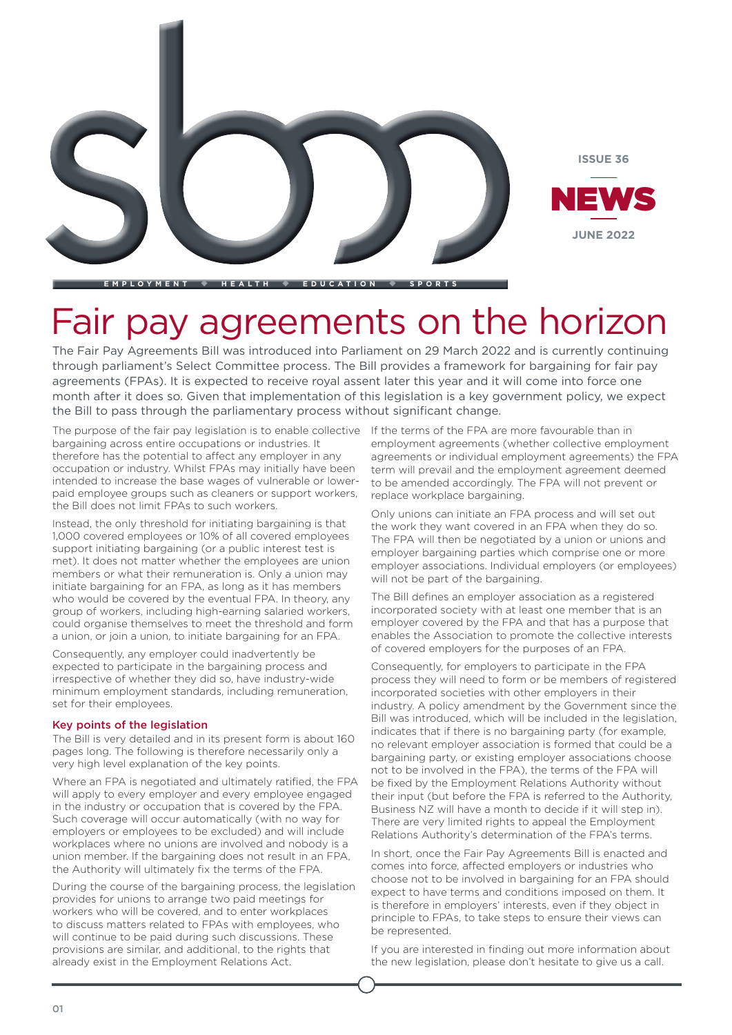# Fair pay agreements on the horizon

The Fair Pay Agreements Bill was introduced into Parliament on 29 March 2022 and is currently continuing through parliament's Select Committee process. The Bill provides a framework for bargaining for fair pay agreements (FPAs). It is expected to receive royal assent later this year and it will come into force one month after it does so. Given that implementation of this legislation is a key government policy, we expect the Bill to pass through the parliamentary process without significant change.

The purpose of the fair pay legislation is to enable collective bargaining across entire occupations or industries. It therefore has the potential to affect any employer in any occupation or industry. Whilst FPAs may initially have been intended to increase the base wages of vulnerable or lower-paid employee groups such as cleaners or support workers, the Bill does not limit FPAs to such workers.

Instead, the only threshold for initiating bargaining is that 1,000 covered employees or 10% of all covered employees support initiating bargaining (or a public interest test is met). It does not matter whether the employees are union members or what their remuneration is. Only a union may initiate bargaining for an FPA, as long as it has members who would be covered by the eventual FPA. In theory, any group of workers, including high-earning salaried workers, could organise themselves to meet the threshold and form a union, or join a union, to initiate bargaining for an FPA.

Consequently, any employer could inadvertently be expected to participate in the bargaining process and irrespective of whether they did so, have industry-wide minimum employment standards, including remuneration, set for their employees.

### Key points of the legislation

The Bill is very detailed and in its present form is about 160 pages long. The following is therefore necessarily only a very high level explanation of the key points.

Where an FPA is negotiated and ultimately ratified, the FPA will apply to every employer and every employee engaged in the industry or occupation that is covered by the FPA. Such coverage will occur automatically (with no way for employers or employees to be excluded) and will include workplaces where no unions are involved and nobody is a union member. If the bargaining does not result in an FPA, the Authority will ultimately fix the terms of the FPA.

During the course of the bargaining process, the legislation provides for unions to arrange two paid meetings for workers who will be covered, and to enter workplaces to discuss matters related to FPAs with employees, who will continue to be paid during such discussions. These provisions are similar, and additional, to the rights that already exist in the Employment Relations Act.

If the terms of the FPA are more favourable than in employment agreements (whether collective employment agreements or individual employment agreements) the FPA term will prevail and the employment agreement deemed to be amended accordingly. The FPA will not prevent or replace workplace bargaining.

Only unions can initiate an FPA process and will set out the work they want covered in an FPA when they do so. The FPA will then be negotiated by a union or unions and employer bargaining parties which comprise one or more employer associations. Individual employers (or employees) will not be part of the bargaining.

The Bill defines an employer association as a registered incorporated society with at least one member that is an employer covered by the FPA and that has a purpose that enables the Association to promote the collective interests of covered employers for the purposes of an FPA.

Consequently, for employers to participate in the FPA process they will need to form or be members of registered incorporated societies with other employers in their industry. A policy amendment by the Government since the Bill was introduced, which will be included in the legislation, indicates that if there is no bargaining party (for example, no relevant employer association is formed that could be a bargaining party, or existing employer associations choose not to be involved in the FPA), the terms of the FPA will be fixed by the Employment Relations Authority without their input (but before the FPA is referred to the Authority, Business NZ will have a month to decide if it will step in). There are very limited rights to appeal the Employment Relations Authority's determination of the FPA's terms.

In short, once the Fair Pay Agreements Bill is enacted and comes into force, affected employers or industries who choose not to be involved in bargaining for an FPA should expect to have terms and conditions imposed on them. It is therefore in employers' interests, even if they object in principle to FPAs, to take steps to ensure their views can be represented.

If you are interested in finding out more information about the new legislation, please don't hesitate to give us a call.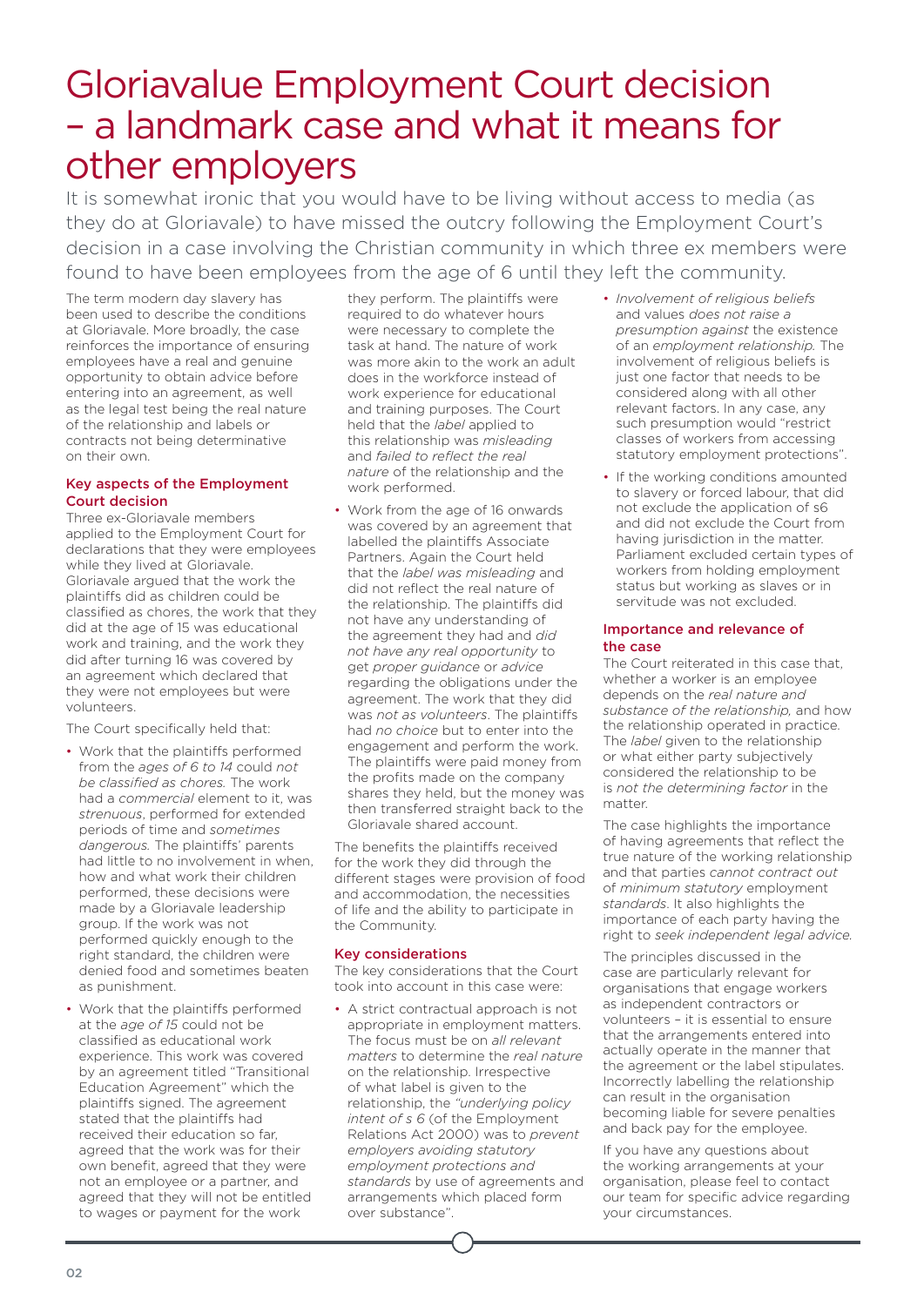# Gloriavalue Employment Court decision – a landmark case and what it means for other employers

It is somewhat ironic that you would have to be living without access to media (as they do at Gloriavale) to have missed the outcry following the Employment Court's decision in a case involving the Christian community in which three ex members were found to have been employees from the age of 6 until they left the community.

The term modern day slavery has been used to describe the conditions at Gloriavale. More broadly, the case reinforces the importance of ensuring employees have a real and genuine opportunity to obtain advice before entering into an agreement, as well as the legal test being the real nature of the relationship and labels or contracts not being determinative on their own.

### Key aspects of the Employment Court decision

Three ex-Gloriavale members applied to the Employment Court for declarations that they were employees while they lived at Gloriavale. Gloriavale argued that the work the plaintiffs did as children could be classified as chores, the work that they did at the age of 15 was educational work and training, and the work they did after turning 16 was covered by an agreement which declared that they were not employees but were volunteers.

The Court specifically held that:

- Work that the plaintiffs performed from the *ages of 6 to 14* could *not be classified as chores.* The work had a *commercial* element to it, was *strenuous*, performed for extended periods of time and *sometimes dangerous.* The plaintiffs' parents had little to no involvement in when, how and what work their children performed, these decisions were made by a Gloriavale leadership group. If the work was not performed quickly enough to the right standard, the children were denied food and sometimes beaten as punishment.
- Work that the plaintiffs performed at the *age of 15* could not be classified as educational work experience. This work was covered by an agreement titled "Transitional Education Agreement" which the plaintiffs signed. The agreement stated that the plaintiffs had received their education so far, agreed that the work was for their own benefit, agreed that they were not an employee or a partner, and agreed that they will not be entitled to wages or payment for the work they perform. The plaintiffs were required to do whatever hours were necessary to complete the task at hand. The nature of work was more akin to the work an adult does in the workforce instead of work experience for educational and training purposes. The Court held that the *label* applied to this relationship was *misleading* and *failed to reflect the real nature* of the relationship and the work performed.
- Work from the age of 16 onwards was covered by an agreement that labelled the plaintiffs Associate Partners. Again the Court held that the *label was misleading* and did not reflect the real nature of the relationship. The plaintiffs did not have any understanding of the agreement they had and *did not have any real opportunity* to get *proper guidance* or *advice* regarding the obligations under the agreement. The work that they did was *not as volunteers*. The plaintiffs had *no choice* but to enter into the engagement and perform the work. The plaintiffs were paid money from the profits made on the company shares they held, but the money was then transferred straight back to the Gloriavale shared account.

The benefits the plaintiffs received for the work they did through the different stages were provision of food and accommodation, the necessities of life and the ability to participate in the Community.

### Key considerations

The key considerations that the Court took into account in this case were:

- A strict contractual approach is not appropriate in employment matters. The focus must be on *all relevant matters* to determine the *real nature* on the relationship. Irrespective of what label is given to the relationship, the *"underlying policy intent of s 6* (of the Employment Relations Act 2000) was to *prevent employers avoiding statutory employment protections and standards* by use of agreements and arrangements which placed form over substance".
- *Involvement of religious beliefs* and values *does not raise a presumption against* the existence of an *employment relationship.* The involvement of religious beliefs is just one factor that needs to be considered along with all other relevant factors. In any case, any such presumption would "restrict classes of workers from accessing statutory employment protections".
- If the working conditions amounted to slavery or forced labour, that did not exclude the application of s6 and did not exclude the Court from having jurisdiction in the matter. Parliament excluded certain types of workers from holding employment status but working as slaves or in servitude was not excluded.

### Importance and relevance of the case

The Court reiterated in this case that, whether a worker is an employee depends on the *real nature and substance of the relationship,* and how the relationship operated in practice. The *label* given to the relationship or what either party subjectively considered the relationship to be is *not the determining factor* in the matter.

The case highlights the importance of having agreements that reflect the true nature of the working relationship and that parties *cannot contract out* of *minimum statutory* employment *standards*. It also highlights the importance of each party having the right to *seek independent legal advice.*

The principles discussed in the case are particularly relevant for organisations that engage workers as independent contractors or volunteers – it is essential to ensure that the arrangements entered into actually operate in the manner that the agreement or the label stipulates. Incorrectly labelling the relationship can result in the organisation becoming liable for severe penalties and back pay for the employee.

If you have any questions about the working arrangements at your organisation, please feel to contact our team for specific advice regarding your circumstances.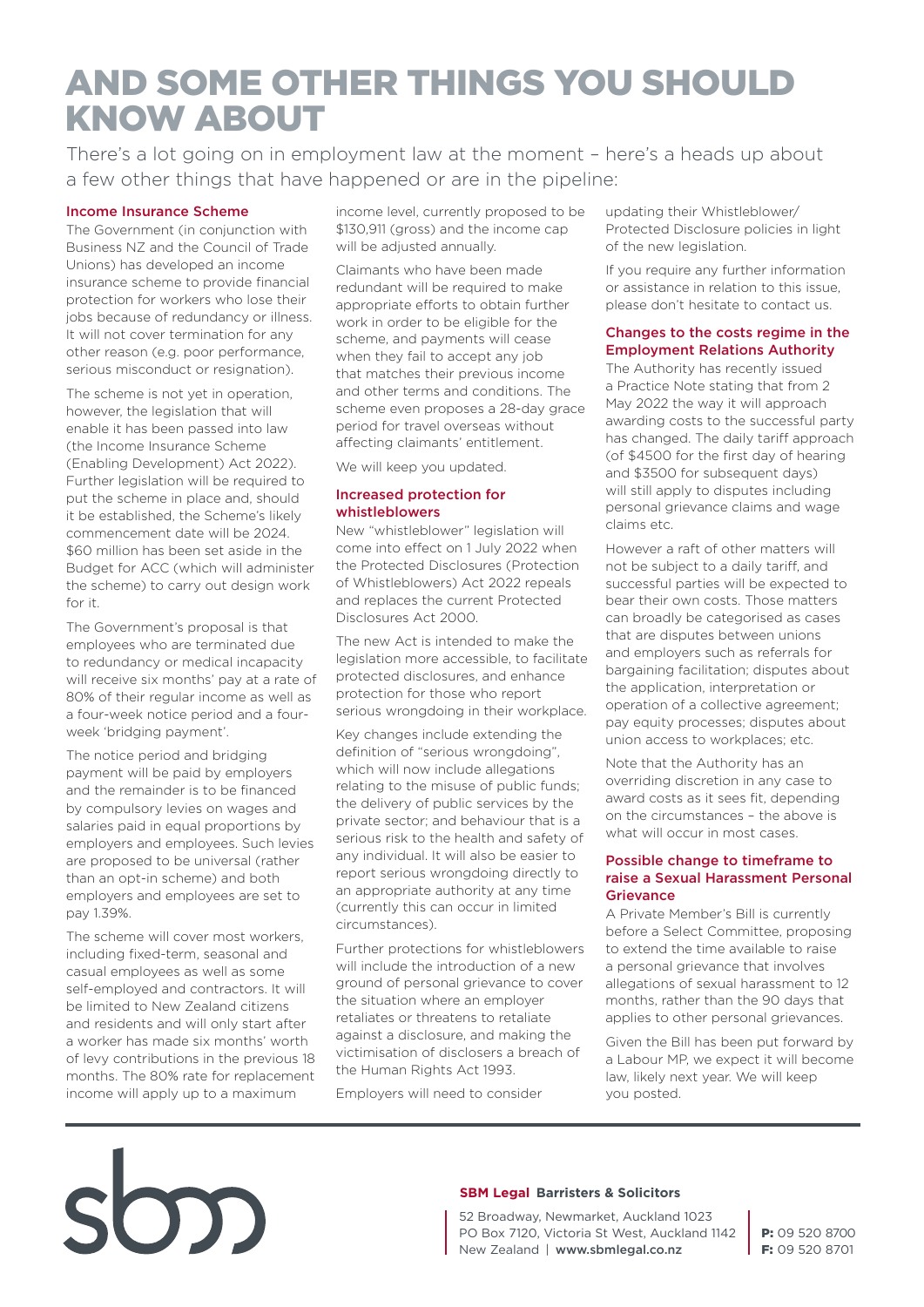# AND SOME OTHER THINGS YOU SHOULD KNOW ABOUT

There's a lot going on in employment law at the moment – here's a heads up about a few other things that have happened or are in the pipeline:

### Income Insurance Scheme

The Government (in conjunction with Business NZ and the Council of Trade Unions) has developed an income insurance scheme to provide financial protection for workers who lose their jobs because of redundancy or illness. It will not cover termination for any other reason (e.g. poor performance, serious misconduct or resignation).

The scheme is not yet in operation, however, the legislation that will enable it has been passed into law (the Income Insurance Scheme (Enabling Development) Act 2022). Further legislation will be required to put the scheme in place and, should it be established, the Scheme's likely commencement date will be 2024. $60 million has been set aside in the Budget for ACC (which will administer the scheme) to carry out design work for it.

The Government's proposal is that employees who are terminated due to redundancy or medical incapacity will receive six months' pay at a rate of 80% of their regular income as well as a four-week notice period and a four-week 'bridging payment'.

The notice period and bridging payment will be paid by employers and the remainder is to be financed by compulsory levies on wages and salaries paid in equal proportions by employers and employees. Such levies are proposed to be universal (rather than an opt-in scheme) and both employers and employees are set to pay 1.39%.

The scheme will cover most workers, including fixed-term, seasonal and casual employees as well as some self-employed and contractors. It will be limited to New Zealand citizens and residents and will only start after a worker has made six months' worth of levy contributions in the previous 18 months. The 80% rate for replacement income will apply up to a maximum income level, currently proposed to be $130,911 (gross) and the income cap will be adjusted annually.

Claimants who have been made redundant will be required to make appropriate efforts to obtain further work in order to be eligible for the scheme, and payments will cease when they fail to accept any job that matches their previous income and other terms and conditions. The scheme even proposes a 28-day grace period for travel overseas without affecting claimants' entitlement.

We will keep you updated.

### Increased protection for whistleblowers

New "whistleblower" legislation will come into effect on 1 July 2022 when the Protected Disclosures (Protection of Whistleblowers) Act 2022 repeals and replaces the current Protected Disclosures Act 2000.

The new Act is intended to make the legislation more accessible, to facilitate protected disclosures, and enhance protection for those who report serious wrongdoing in their workplace.

Key changes include extending the definition of "serious wrongdoing", which will now include allegations relating to the misuse of public funds; the delivery of public services by the private sector; and behaviour that is a serious risk to the health and safety of any individual. It will also be easier to report serious wrongdoing directly to an appropriate authority at any time (currently this can occur in limited circumstances).

Further protections for whistleblowers will include the introduction of a new ground of personal grievance to cover the situation where an employer retaliates or threatens to retaliate against a disclosure, and making the victimisation of disclosers a breach of the Human Rights Act 1993.

Employers will need to consider updating their Whistleblower/Protected Disclosure policies in light of the new legislation.

If you require any further information or assistance in relation to this issue, please don't hesitate to contact us.

### Changes to the costs regime in the Employment Relations Authority

The Authority has recently issued a Practice Note stating that from 2 May 2022 the way it will approach awarding costs to the successful party has changed. The daily tariff approach (of $4500 for the first day of hearing and $3500 for subsequent days) will still apply to disputes including personal grievance claims and wage claims etc.

However a raft of other matters will not be subject to a daily tariff, and successful parties will be expected to bear their own costs. Those matters can broadly be categorised as cases that are disputes between unions and employers such as referrals for bargaining facilitation; disputes about the application, interpretation or operation of a collective agreement; pay equity processes; disputes about union access to workplaces; etc.

Note that the Authority has an overriding discretion in any case to award costs as it sees fit, depending on the circumstances – the above is what will occur in most cases.

### Possible change to timeframe to raise a Sexual Harassment Personal Grievance

A Private Member's Bill is currently before a Select Committee, proposing to extend the time available to raise a personal grievance that involves allegations of sexual harassment to 12 months, rather than the 90 days that applies to other personal grievances.

Given the Bill has been put forward by a Labour MP, we expect it will become law, likely next year. We will keep you posted.

sbm

**SBM Legal Barristers & Solicitors**

52 Broadway, Newmarket, Auckland 1023
PO Box 7120, Victoria St West, Auckland 1142
New Zealand | **www.sbmlegal.co.nz**

**P:** 09 520 8700
**F:** 09 520 8701